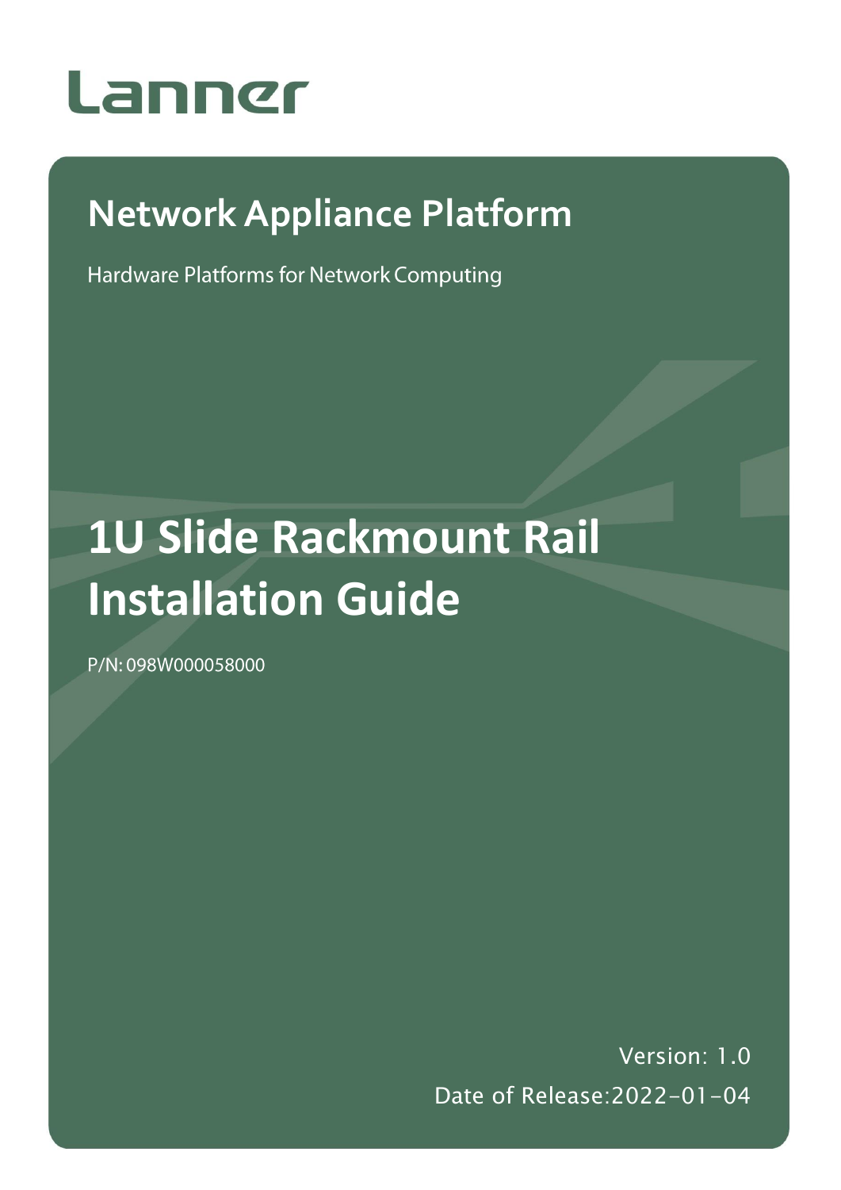Lanner

## Network Appliance Platform

Hardware Platforms for Network Computing

# 1U Slide Rackmount Rail Installation Guide

P/N: 098W000058000

Version: 1.0

Date of Release:2022-01-04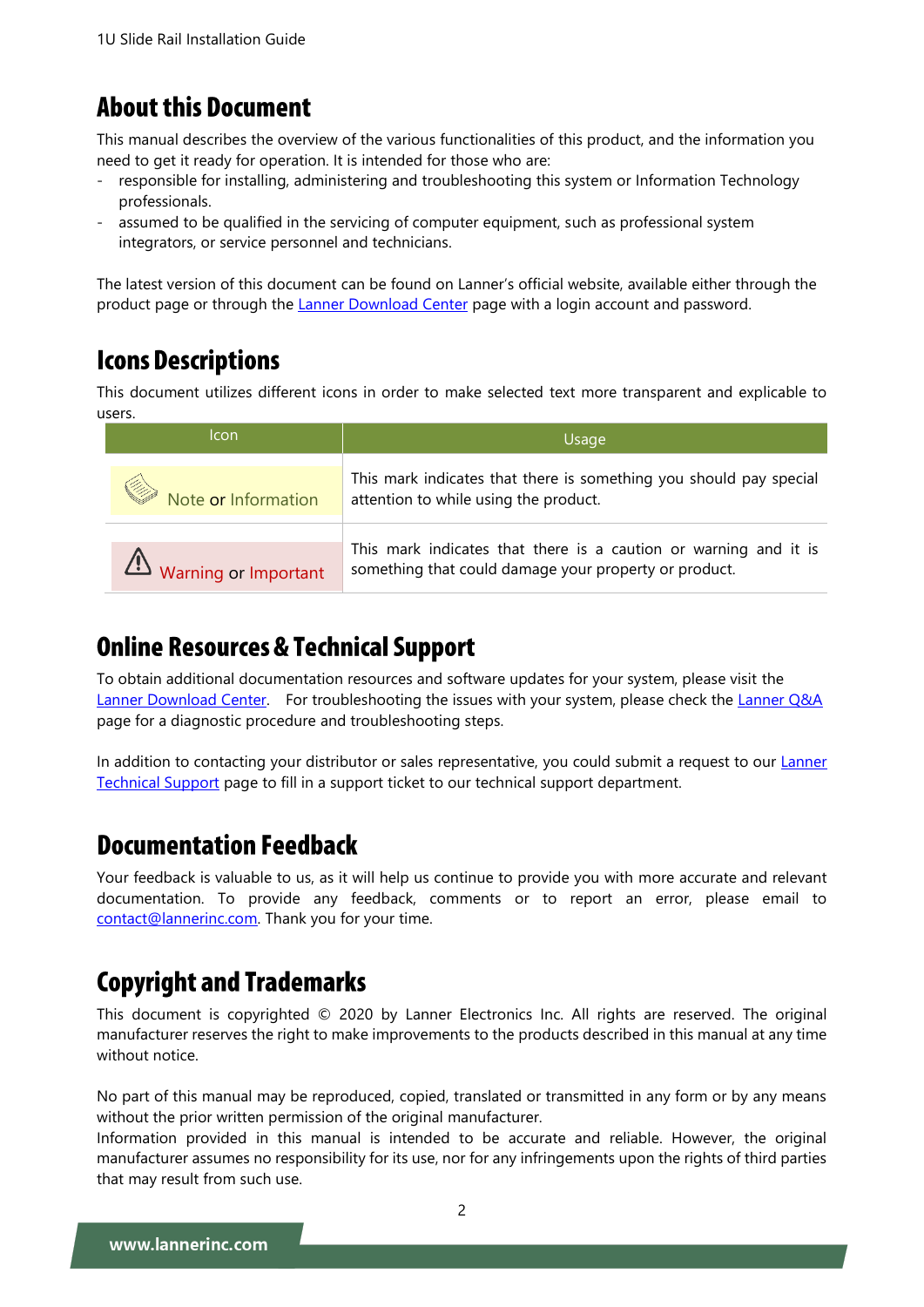# About this Document

This manual describes the overview of the various functionalities of this product, and the information you need to get it ready for operation. It is intended for those who are:

- responsible for installing, administering and troubleshooting this system or Information Technology professionals.
- assumed to be qualified in the servicing of computer equipment, such as professional system integrators, or service personnel and technicians.

The latest version of this document can be found on Lanner's official website, available either through the product page or through the Lanner Download Center page with a login account and password.

# Icons Descriptions

This document utilizes different icons in order to make selected text more transparent and explicable to users.

| Icon | Usage |
| --- | --- |
| Note or Information | This mark indicates that there is something you should pay special attention to while using the product. |
| Warning or Important | This mark indicates that there is a caution or warning and it is something that could damage your property or product. |

# Online Resources & Technical Support

To obtain additional documentation resources and software updates for your system, please visit the Lanner Download Center. For troubleshooting the issues with your system, please check the Lanner Q&A page for a diagnostic procedure and troubleshooting steps.

In addition to contacting your distributor or sales representative, you could submit a request to our Lanner Technical Support page to fill in a support ticket to our technical support department.

# Documentation Feedback

Your feedback is valuable to us, as it will help us continue to provide you with more accurate and relevant documentation. To provide any feedback, comments or to report an error, please email to contact@lannerinc.com. Thank you for your time.

# Copyright and Trademarks

This document is copyrighted © 2020 by Lanner Electronics Inc. All rights are reserved. The original manufacturer reserves the right to make improvements to the products described in this manual at any time without notice.

No part of this manual may be reproduced, copied, translated or transmitted in any form or by any means without the prior written permission of the original manufacturer.

Information provided in this manual is intended to be accurate and reliable. However, the original manufacturer assumes no responsibility for its use, nor for any infringements upon the rights of third parties that may result from such use.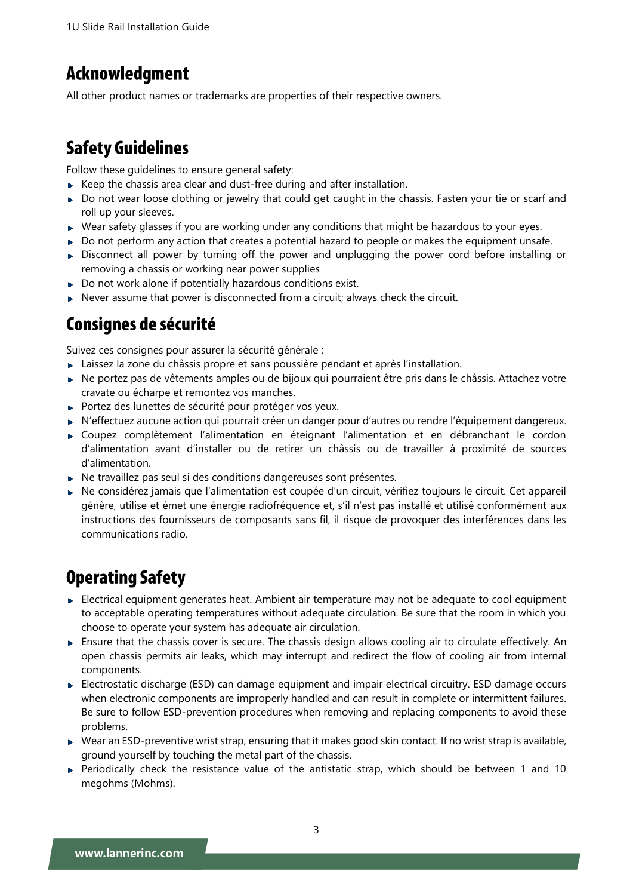## Acknowledgment

All other product names or trademarks are properties of their respective owners.

## Safety Guidelines

Follow these guidelines to ensure general safety:

- Keep the chassis area clear and dust-free during and after installation.
- Do not wear loose clothing or jewelry that could get caught in the chassis. Fasten your tie or scarf and roll up your sleeves.
- Wear safety glasses if you are working under any conditions that might be hazardous to your eyes.
- Do not perform any action that creates a potential hazard to people or makes the equipment unsafe.
- Disconnect all power by turning off the power and unplugging the power cord before installing or removing a chassis or working near power supplies
- Do not work alone if potentially hazardous conditions exist.
- Never assume that power is disconnected from a circuit; always check the circuit.

## Consignes de sécurité

Suivez ces consignes pour assurer la sécurité générale :

- Laissez la zone du châssis propre et sans poussière pendant et après l'installation.
- Ne portez pas de vêtements amples ou de bijoux qui pourraient être pris dans le châssis. Attachez votre cravate ou écharpe et remontez vos manches.
- Portez des lunettes de sécurité pour protéger vos yeux.
- N'effectuez aucune action qui pourrait créer un danger pour d'autres ou rendre l'équipement dangereux.
- Coupez complètement l'alimentation en éteignant l'alimentation et en débranchant le cordon d'alimentation avant d'installer ou de retirer un châssis ou de travailler à proximité de sources d'alimentation.
- Ne travaillez pas seul si des conditions dangereuses sont présentes.
- Ne considérez jamais que l'alimentation est coupée d'un circuit, vérifiez toujours le circuit. Cet appareil génère, utilise et émet une énergie radiofréquence et, s'il n'est pas installé et utilisé conformément aux instructions des fournisseurs de composants sans fil, il risque de provoquer des interférences dans les communications radio.

## Operating Safety

- Electrical equipment generates heat. Ambient air temperature may not be adequate to cool equipment to acceptable operating temperatures without adequate circulation. Be sure that the room in which you choose to operate your system has adequate air circulation.
- Ensure that the chassis cover is secure. The chassis design allows cooling air to circulate effectively. An open chassis permits air leaks, which may interrupt and redirect the flow of cooling air from internal components.
- Electrostatic discharge (ESD) can damage equipment and impair electrical circuitry. ESD damage occurs when electronic components are improperly handled and can result in complete or intermittent failures. Be sure to follow ESD-prevention procedures when removing and replacing components to avoid these problems.
- Wear an ESD-preventive wrist strap, ensuring that it makes good skin contact. If no wrist strap is available, ground yourself by touching the metal part of the chassis.
- Periodically check the resistance value of the antistatic strap, which should be between 1 and 10 megohms (Mohms).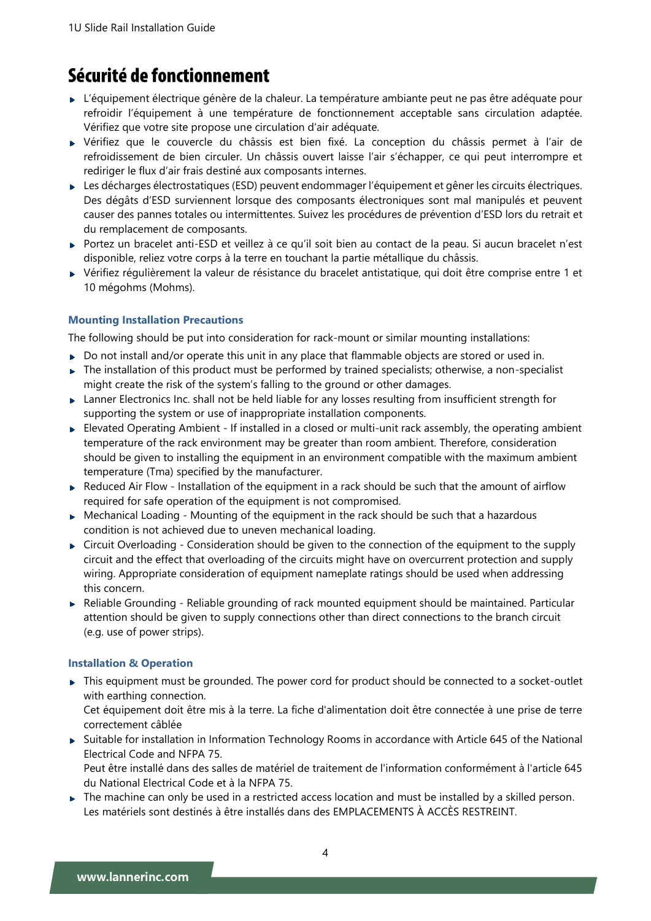# Sécurité de fonctionnement

- L'équipement électrique génère de la chaleur. La température ambiante peut ne pas être adéquate pour refroidir l'équipement à une température de fonctionnement acceptable sans circulation adaptée. Vérifiez que votre site propose une circulation d'air adéquate.
- Vérifiez que le couvercle du châssis est bien fixé. La conception du châssis permet à l'air de refroidissement de bien circuler. Un châssis ouvert laisse l'air s'échapper, ce qui peut interrompre et rediriger le flux d'air frais destiné aux composants internes.
- Les décharges électrostatiques (ESD) peuvent endommager l'équipement et gêner les circuits électriques. Des dégâts d'ESD surviennent lorsque des composants électroniques sont mal manipulés et peuvent causer des pannes totales ou intermittentes. Suivez les procédures de prévention d'ESD lors du retrait et du remplacement de composants.
- Portez un bracelet anti-ESD et veillez à ce qu'il soit bien au contact de la peau. Si aucun bracelet n'est disponible, reliez votre corps à la terre en touchant la partie métallique du châssis.
- Vérifiez régulièrement la valeur de résistance du bracelet antistatique, qui doit être comprise entre 1 et 10 mégohms (Mohms).

### Mounting Installation Precautions

The following should be put into consideration for rack-mount or similar mounting installations:

- Do not install and/or operate this unit in any place that flammable objects are stored or used in.
- The installation of this product must be performed by trained specialists; otherwise, a non-specialist might create the risk of the system's falling to the ground or other damages.
- Lanner Electronics Inc. shall not be held liable for any losses resulting from insufficient strength for supporting the system or use of inappropriate installation components.
- Elevated Operating Ambient - If installed in a closed or multi-unit rack assembly, the operating ambient temperature of the rack environment may be greater than room ambient. Therefore, consideration should be given to installing the equipment in an environment compatible with the maximum ambient temperature (Tma) specified by the manufacturer.
- Reduced Air Flow - Installation of the equipment in a rack should be such that the amount of airflow required for safe operation of the equipment is not compromised.
- Mechanical Loading - Mounting of the equipment in the rack should be such that a hazardous condition is not achieved due to uneven mechanical loading.
- Circuit Overloading - Consideration should be given to the connection of the equipment to the supply circuit and the effect that overloading of the circuits might have on overcurrent protection and supply wiring. Appropriate consideration of equipment nameplate ratings should be used when addressing this concern.
- Reliable Grounding - Reliable grounding of rack mounted equipment should be maintained. Particular attention should be given to supply connections other than direct connections to the branch circuit (e.g. use of power strips).

### Installation & Operation

- This equipment must be grounded. The power cord for product should be connected to a socket-outlet with earthing connection.
  Cet équipement doit être mis à la terre. La fiche d'alimentation doit être connectée à une prise de terre correctement câblée
- Suitable for installation in Information Technology Rooms in accordance with Article 645 of the National Electrical Code and NFPA 75.
  Peut être installé dans des salles de matériel de traitement de l'information conformément à l'article 645 du National Electrical Code et à la NFPA 75.
- The machine can only be used in a restricted access location and must be installed by a skilled person.
  Les matériels sont destinés à être installés dans des EMPLACEMENTS À ACCÈS RESTREINT.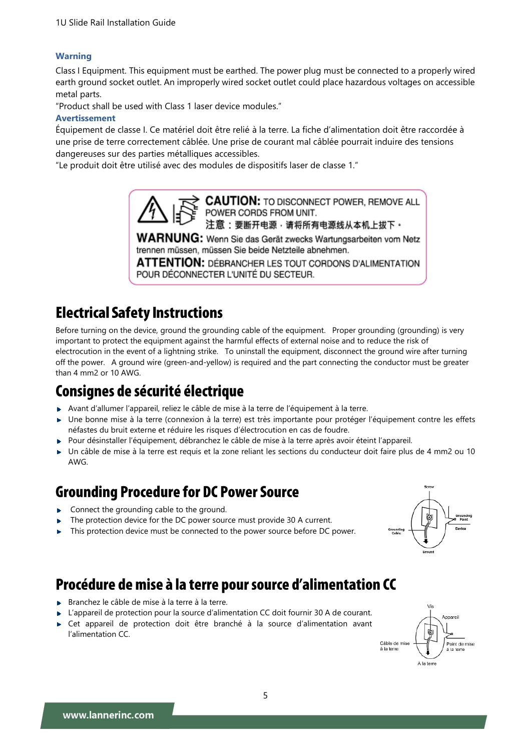**Warning**

Class I Equipment. This equipment must be earthed. The power plug must be connected to a properly wired earth ground socket outlet. An improperly wired socket outlet could place hazardous voltages on accessible metal parts.

"Product shall be used with Class 1 laser device modules."

**Avertissement**

Équipement de classe I. Ce matériel doit être relié à la terre. La fiche d'alimentation doit être raccordée à une prise de terre correctement câblée. Une prise de courant mal câblée pourrait induire des tensions dangereuses sur des parties métalliques accessibles.

"Le produit doit être utilisé avec des modules de dispositifs laser de classe 1."

**CAUTION:** TO DISCONNECT POWER, REMOVE ALL POWER CORDS FROM UNIT.
注意：要断开电源，请将所有电源线从本机上拔下。
**WARNUNG:** Wenn Sie das Gerät zwecks Wartungsarbeiten vom Netz trennen müssen, müssen Sie beide Netzteile abnehmen.
**ATTENTION:** DÉBRANCHER LES TOUT CORDONS D'ALIMENTATION POUR DÉCONNECTER L'UNITÉ DU SECTEUR.

## Electrical Safety Instructions

Before turning on the device, ground the grounding cable of the equipment. Proper grounding (grounding) is very important to protect the equipment against the harmful effects of external noise and to reduce the risk of electrocution in the event of a lightning strike. To uninstall the equipment, disconnect the ground wire after turning off the power. A ground wire (green-and-yellow) is required and the part connecting the conductor must be greater than 4 mm2 or 10 AWG.

## Consignes de sécurité électrique

- Avant d'allumer l'appareil, reliez le câble de mise à la terre de l'équipement à la terre.
- Une bonne mise à la terre (connexion à la terre) est très importante pour protéger l'équipement contre les effets néfastes du bruit externe et réduire les risques d'électrocution en cas de foudre.
- Pour désinstaller l'équipement, débranchez le câble de mise à la terre après avoir éteint l'appareil.
- Un câble de mise à la terre est requis et la zone reliant les sections du conducteur doit faire plus de 4 mm2 ou 10 AWG.

## Grounding Procedure for DC Power Source

- Connect the grounding cable to the ground.
- The protection device for the DC power source must provide 30 A current.
- This protection device must be connected to the power source before DC power.

Screw, Grounding Point, Device, Grounding Cable, Ground

## Procédure de mise à la terre pour source d'alimentation CC

- Branchez le câble de mise à la terre à la terre.
- L'appareil de protection pour la source d'alimentation CC doit fournir 30 A de courant.
- Cet appareil de protection doit être branché à la source d'alimentation avant l'alimentation CC.

Vis, Appareil, Câble de mise à la terre, Point de mise à la terre, À la terre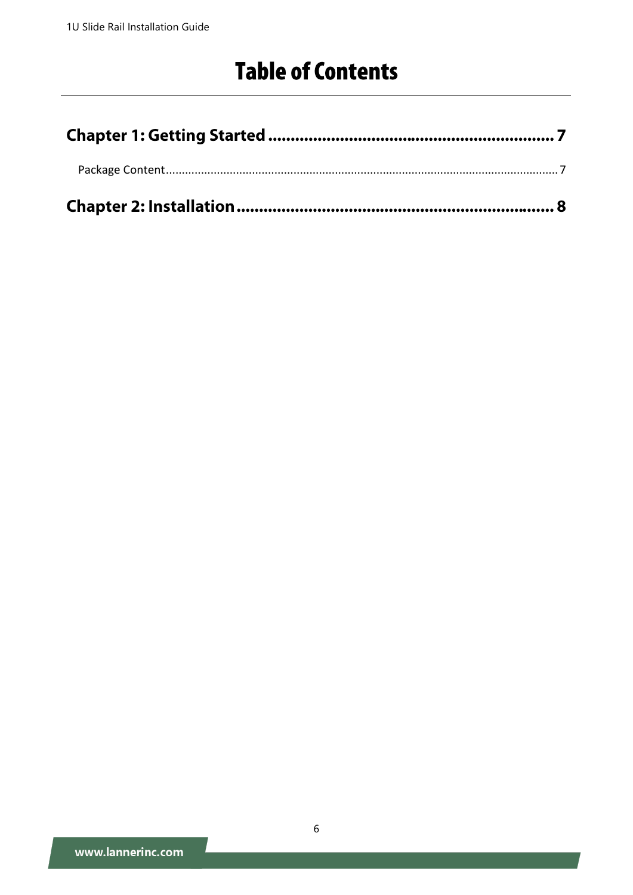# Table of Contents

**Chapter 1: Getting Started ........................................................... 7**

Package Content........................................................................................................... 7

**Chapter 2: Installation .................................................................... 8**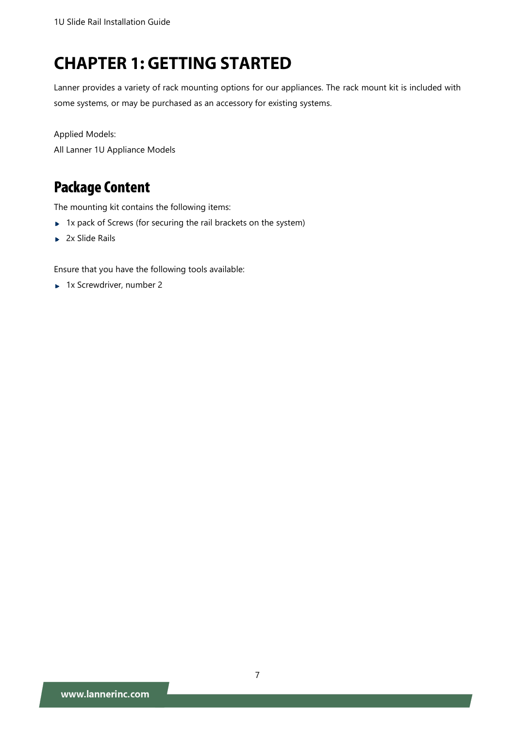# CHAPTER 1: GETTING STARTED

Lanner provides a variety of rack mounting options for our appliances. The rack mount kit is included with some systems, or may be purchased as an accessory for existing systems.

Applied Models:
All Lanner 1U Appliance Models

## Package Content

The mounting kit contains the following items:

- 1x pack of Screws (for securing the rail brackets on the system)
- 2x Slide Rails

Ensure that you have the following tools available:

- 1x Screwdriver, number 2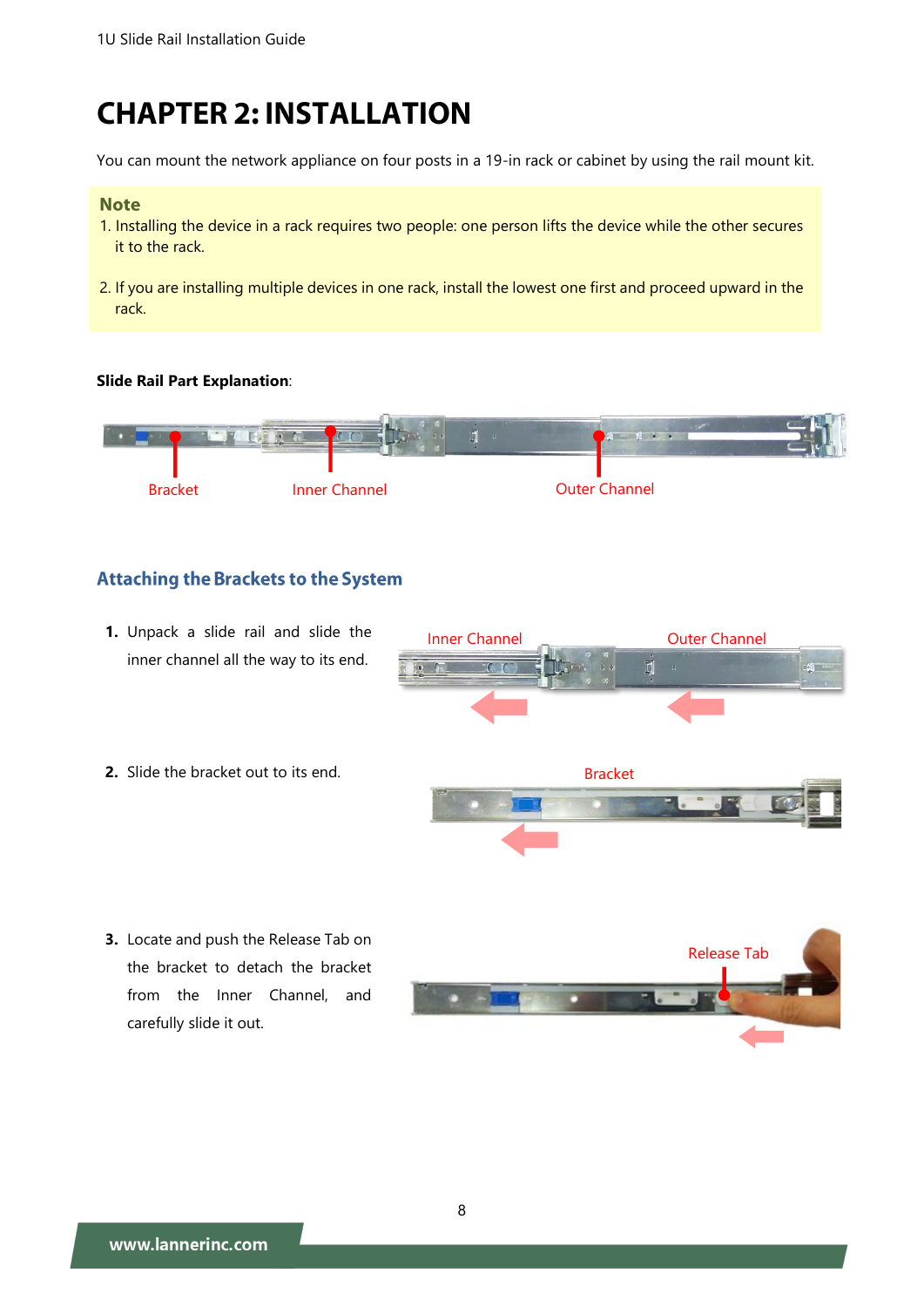# CHAPTER 2: INSTALLATION

You can mount the network appliance on four posts in a 19-in rack or cabinet by using the rail mount kit.

> **Note**
>
> 1. Installing the device in a rack requires two people: one person lifts the device while the other secures it to the rack.
>
> 2. If you are installing multiple devices in one rack, install the lowest one first and proceed upward in the rack.

**Slide Rail Part Explanation**:

Bracket    Inner Channel    Outer Channel

## Attaching the Brackets to the System

1. Unpack a slide rail and slide the inner channel all the way to its end.

   Inner Channel    Outer Channel

2. Slide the bracket out to its end.

   Bracket

3. Locate and push the Release Tab on the bracket to detach the bracket from the Inner Channel, and carefully slide it out.

   Release Tab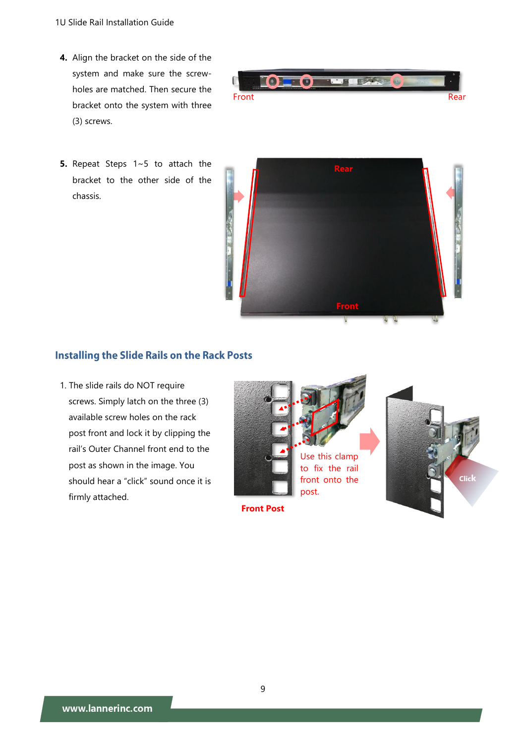4. Align the bracket on the side of the system and make sure the screw-holes are matched. Then secure the bracket onto the system with three (3) screws.

Front

Rear

5. Repeat Steps 1~5 to attach the bracket to the other side of the chassis.

Rear

Front

## Installing the Slide Rails on the Rack Posts

1. The slide rails do NOT require screws. Simply latch on the three (3) available screw holes on the rack post front and lock it by clipping the rail's Outer Channel front end to the post as shown in the image. You should hear a "click" sound once it is firmly attached.

Use this clamp to fix the rail front onto the post.

Front Post

Click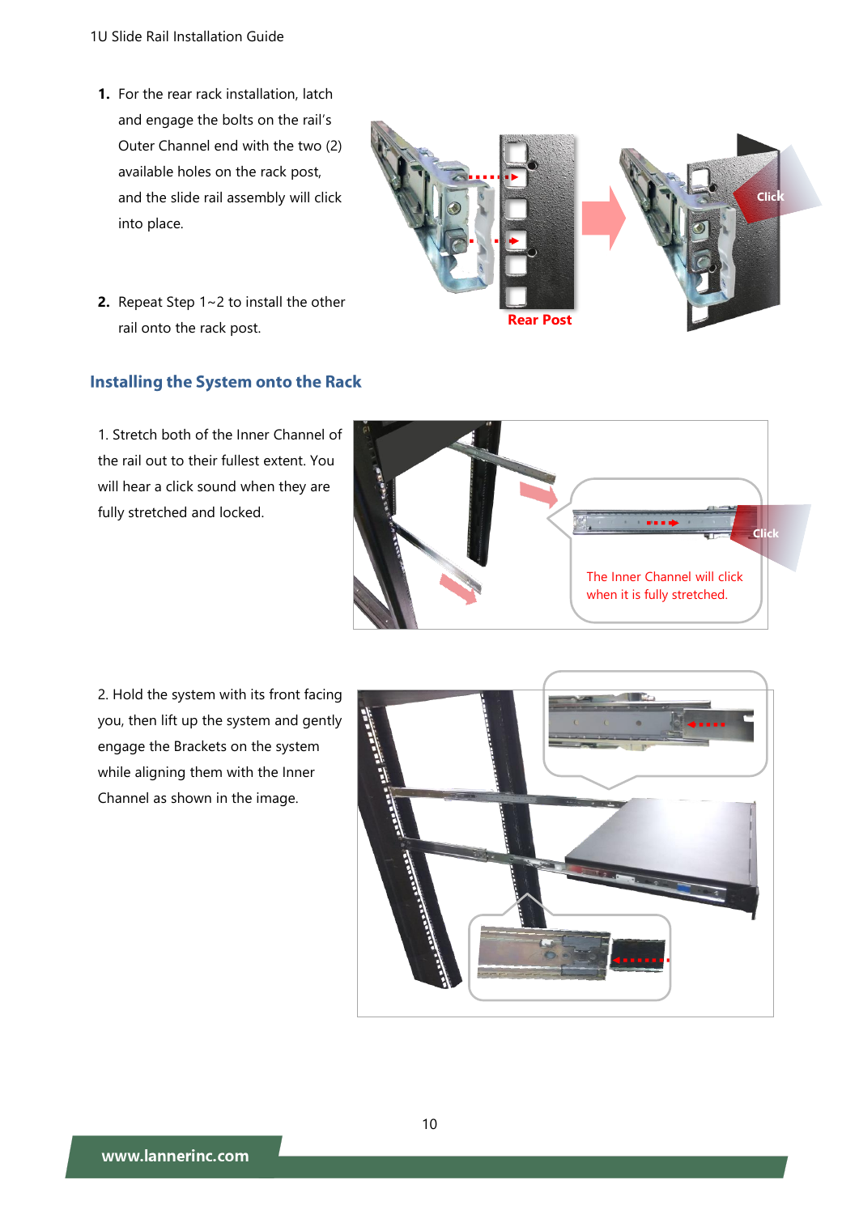1. For the rear rack installation, latch and engage the bolts on the rail's Outer Channel end with the two (2) available holes on the rack post, and the slide rail assembly will click into place.

2. Repeat Step 1~2 to install the other rail onto the rack post.

Rear Post

Click

## Installing the System onto the Rack

1. Stretch both of the Inner Channel of the rail out to their fullest extent. You will hear a click sound when they are fully stretched and locked.

Click

The Inner Channel will click when it is fully stretched.

2. Hold the system with its front facing you, then lift up the system and gently engage the Brackets on the system while aligning them with the Inner Channel as shown in the image.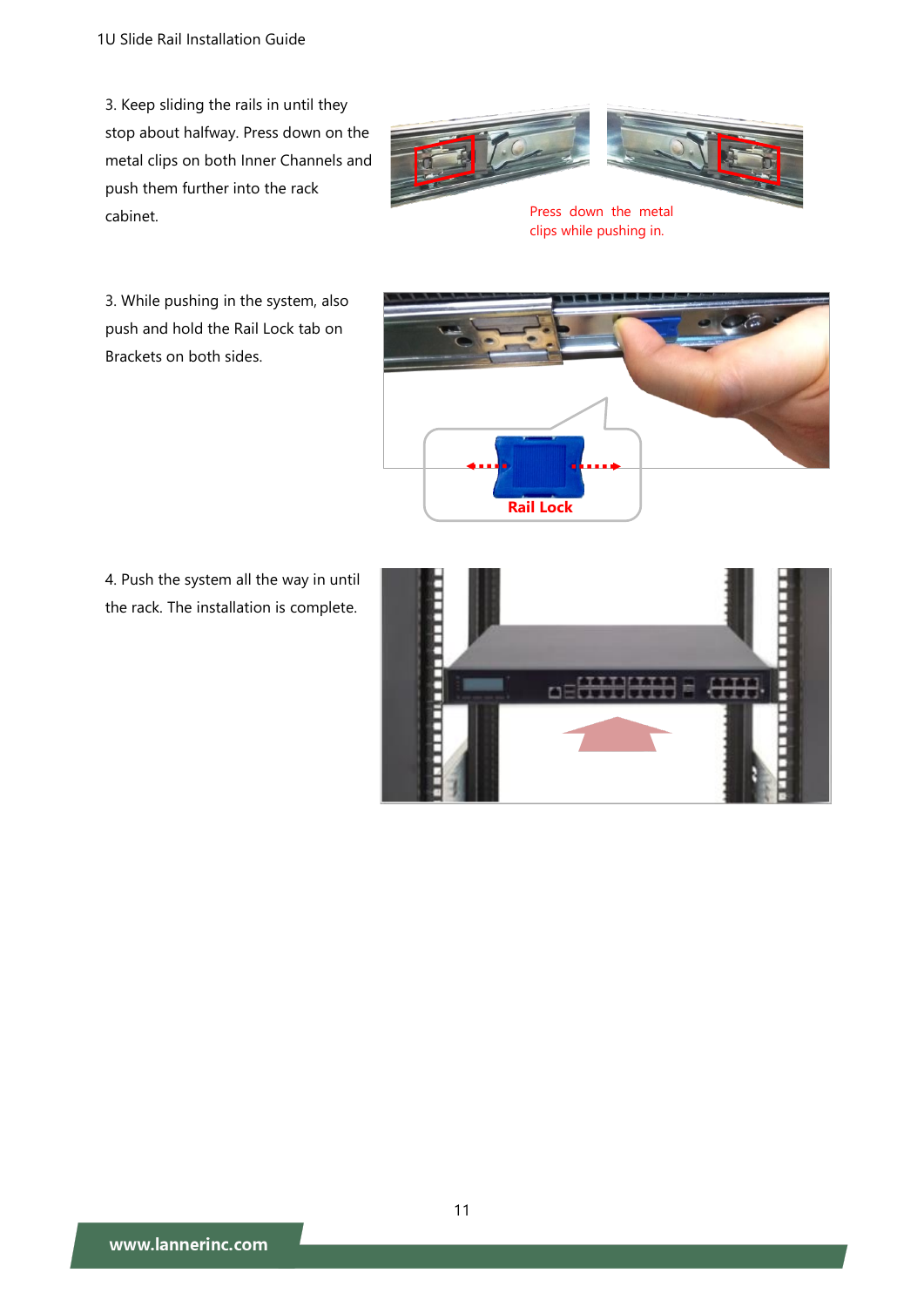3. Keep sliding the rails in until they stop about halfway. Press down on the metal clips on both Inner Channels and push them further into the rack cabinet.

Press down the metal clips while pushing in.

3. While pushing in the system, also push and hold the Rail Lock tab on Brackets on both sides.

Rail Lock

4. Push the system all the way in until the rack. The installation is complete.